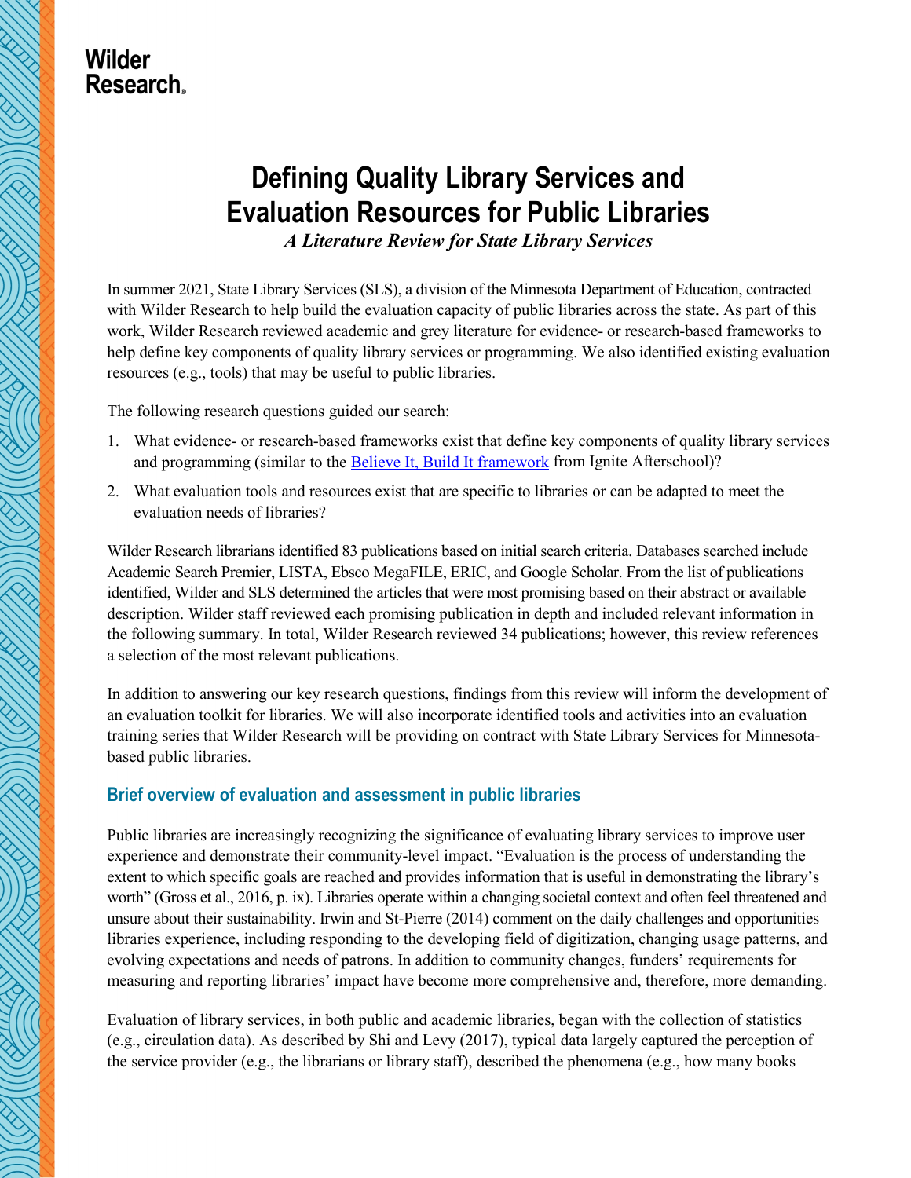Wilder Research

# Defining Quality Library Services and Evaluation Resources for Public Libraries

*A Literature Review for State Library Services*

In summer 2021, State Library Services (SLS), a division of the Minnesota Department of Education, contracted with Wilder Research to help build the evaluation capacity of public libraries across the state. As part of this work, Wilder Research reviewed academic and grey literature for evidence- or research-based frameworks to help define key components of quality library services or programming. We also identified existing evaluation resources (e.g., tools) that may be useful to public libraries.

The following research questions guided our search:

1. What evidence- or research-based frameworks exist that define key components of quality library services and programming (similar to the [Believe It, Build It framework](#) from Ignite Afterschool)?
2. What evaluation tools and resources exist that are specific to libraries or can be adapted to meet the evaluation needs of libraries?

Wilder Research librarians identified 83 publications based on initial search criteria. Databases searched include Academic Search Premier, LISTA, Ebsco MegaFILE, ERIC, and Google Scholar. From the list of publications identified, Wilder and SLS determined the articles that were most promising based on their abstract or available description. Wilder staff reviewed each promising publication in depth and included relevant information in the following summary. In total, Wilder Research reviewed 34 publications; however, this review references a selection of the most relevant publications.

In addition to answering our key research questions, findings from this review will inform the development of an evaluation toolkit for libraries. We will also incorporate identified tools and activities into an evaluation training series that Wilder Research will be providing on contract with State Library Services for Minnesota-based public libraries.

## Brief overview of evaluation and assessment in public libraries

Public libraries are increasingly recognizing the significance of evaluating library services to improve user experience and demonstrate their community-level impact. “Evaluation is the process of understanding the extent to which specific goals are reached and provides information that is useful in demonstrating the library’s worth” (Gross et al., 2016, p. ix). Libraries operate within a changing societal context and often feel threatened and unsure about their sustainability. Irwin and St-Pierre (2014) comment on the daily challenges and opportunities libraries experience, including responding to the developing field of digitization, changing usage patterns, and evolving expectations and needs of patrons. In addition to community changes, funders’ requirements for measuring and reporting libraries’ impact have become more comprehensive and, therefore, more demanding.

Evaluation of library services, in both public and academic libraries, began with the collection of statistics (e.g., circulation data). As described by Shi and Levy (2017), typical data largely captured the perception of the service provider (e.g., the librarians or library staff), described the phenomena (e.g., how many books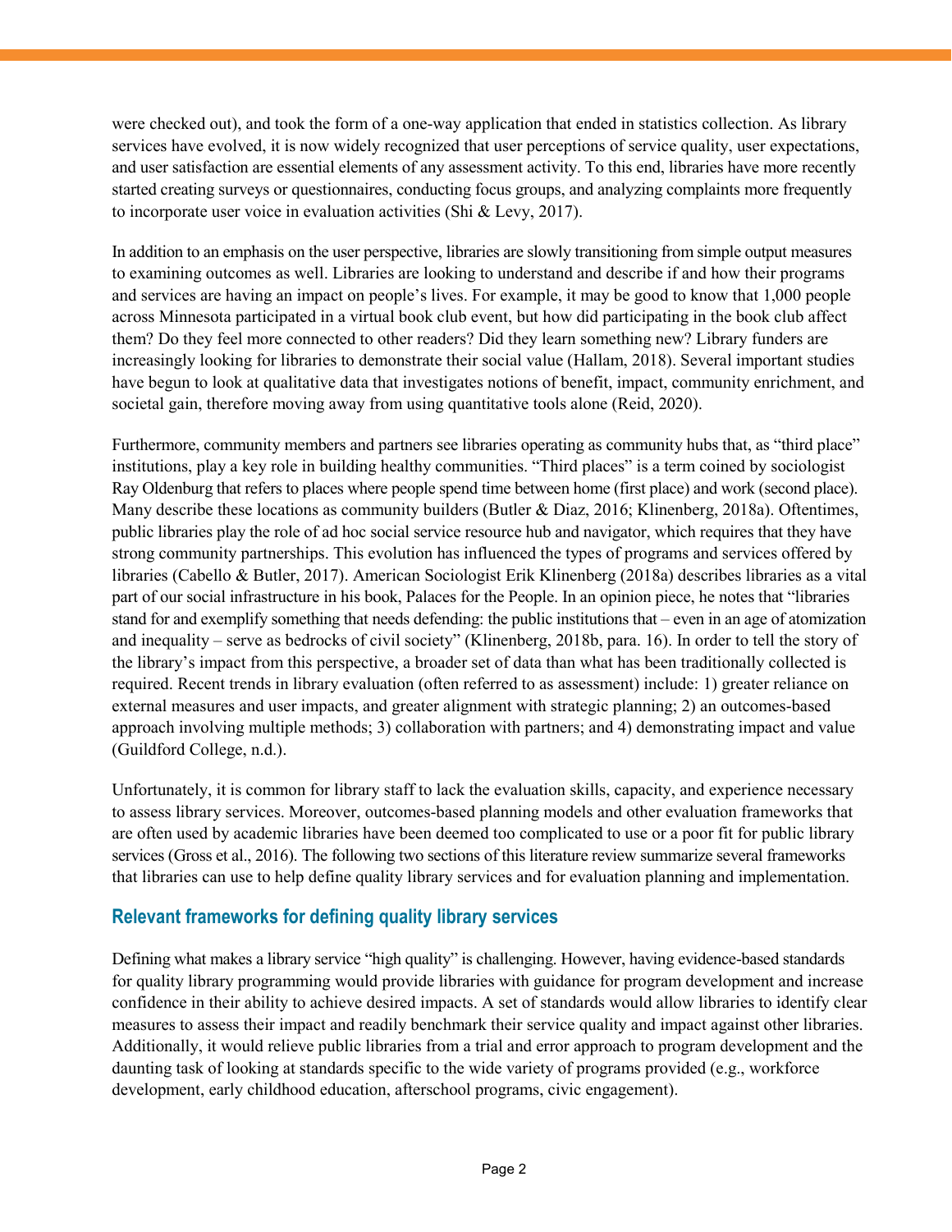were checked out), and took the form of a one-way application that ended in statistics collection. As library services have evolved, it is now widely recognized that user perceptions of service quality, user expectations, and user satisfaction are essential elements of any assessment activity. To this end, libraries have more recently started creating surveys or questionnaires, conducting focus groups, and analyzing complaints more frequently to incorporate user voice in evaluation activities (Shi & Levy, 2017).

In addition to an emphasis on the user perspective, libraries are slowly transitioning from simple output measures to examining outcomes as well. Libraries are looking to understand and describe if and how their programs and services are having an impact on people's lives. For example, it may be good to know that 1,000 people across Minnesota participated in a virtual book club event, but how did participating in the book club affect them? Do they feel more connected to other readers? Did they learn something new? Library funders are increasingly looking for libraries to demonstrate their social value (Hallam, 2018). Several important studies have begun to look at qualitative data that investigates notions of benefit, impact, community enrichment, and societal gain, therefore moving away from using quantitative tools alone (Reid, 2020).

Furthermore, community members and partners see libraries operating as community hubs that, as "third place" institutions, play a key role in building healthy communities. "Third places" is a term coined by sociologist Ray Oldenburg that refers to places where people spend time between home (first place) and work (second place). Many describe these locations as community builders (Butler & Diaz, 2016; Klinenberg, 2018a). Oftentimes, public libraries play the role of ad hoc social service resource hub and navigator, which requires that they have strong community partnerships. This evolution has influenced the types of programs and services offered by libraries (Cabello & Butler, 2017). American Sociologist Erik Klinenberg (2018a) describes libraries as a vital part of our social infrastructure in his book, Palaces for the People. In an opinion piece, he notes that "libraries stand for and exemplify something that needs defending: the public institutions that – even in an age of atomization and inequality – serve as bedrocks of civil society" (Klinenberg, 2018b, para. 16). In order to tell the story of the library's impact from this perspective, a broader set of data than what has been traditionally collected is required. Recent trends in library evaluation (often referred to as assessment) include: 1) greater reliance on external measures and user impacts, and greater alignment with strategic planning; 2) an outcomes-based approach involving multiple methods; 3) collaboration with partners; and 4) demonstrating impact and value (Guildford College, n.d.).

Unfortunately, it is common for library staff to lack the evaluation skills, capacity, and experience necessary to assess library services. Moreover, outcomes-based planning models and other evaluation frameworks that are often used by academic libraries have been deemed too complicated to use or a poor fit for public library services (Gross et al., 2016). The following two sections of this literature review summarize several frameworks that libraries can use to help define quality library services and for evaluation planning and implementation.

## Relevant frameworks for defining quality library services

Defining what makes a library service "high quality" is challenging. However, having evidence-based standards for quality library programming would provide libraries with guidance for program development and increase confidence in their ability to achieve desired impacts. A set of standards would allow libraries to identify clear measures to assess their impact and readily benchmark their service quality and impact against other libraries. Additionally, it would relieve public libraries from a trial and error approach to program development and the daunting task of looking at standards specific to the wide variety of programs provided (e.g., workforce development, early childhood education, afterschool programs, civic engagement).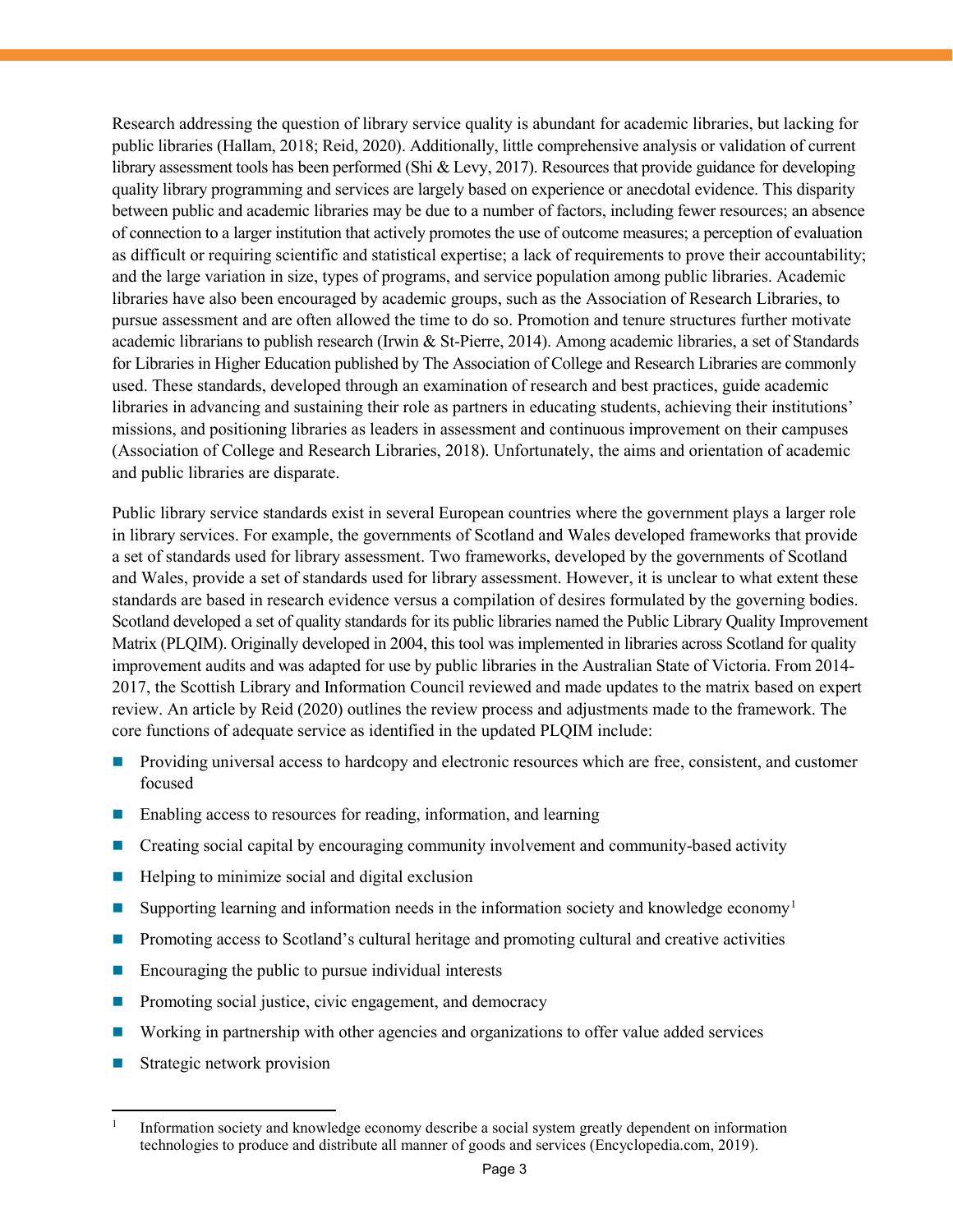Research addressing the question of library service quality is abundant for academic libraries, but lacking for public libraries (Hallam, 2018; Reid, 2020). Additionally, little comprehensive analysis or validation of current library assessment tools has been performed (Shi & Levy, 2017). Resources that provide guidance for developing quality library programming and services are largely based on experience or anecdotal evidence. This disparity between public and academic libraries may be due to a number of factors, including fewer resources; an absence of connection to a larger institution that actively promotes the use of outcome measures; a perception of evaluation as difficult or requiring scientific and statistical expertise; a lack of requirements to prove their accountability; and the large variation in size, types of programs, and service population among public libraries. Academic libraries have also been encouraged by academic groups, such as the Association of Research Libraries, to pursue assessment and are often allowed the time to do so. Promotion and tenure structures further motivate academic librarians to publish research (Irwin & St-Pierre, 2014). Among academic libraries, a set of Standards for Libraries in Higher Education published by The Association of College and Research Libraries are commonly used. These standards, developed through an examination of research and best practices, guide academic libraries in advancing and sustaining their role as partners in educating students, achieving their institutions' missions, and positioning libraries as leaders in assessment and continuous improvement on their campuses (Association of College and Research Libraries, 2018). Unfortunately, the aims and orientation of academic and public libraries are disparate.

Public library service standards exist in several European countries where the government plays a larger role in library services. For example, the governments of Scotland and Wales developed frameworks that provide a set of standards used for library assessment. Two frameworks, developed by the governments of Scotland and Wales, provide a set of standards used for library assessment. However, it is unclear to what extent these standards are based in research evidence versus a compilation of desires formulated by the governing bodies. Scotland developed a set of quality standards for its public libraries named the Public Library Quality Improvement Matrix (PLQIM). Originally developed in 2004, this tool was implemented in libraries across Scotland for quality improvement audits and was adapted for use by public libraries in the Australian State of Victoria. From 2014-2017, the Scottish Library and Information Council reviewed and made updates to the matrix based on expert review. An article by Reid (2020) outlines the review process and adjustments made to the framework. The core functions of adequate service as identified in the updated PLQIM include:

- Providing universal access to hardcopy and electronic resources which are free, consistent, and customer focused
- Enabling access to resources for reading, information, and learning
- Creating social capital by encouraging community involvement and community-based activity
- Helping to minimize social and digital exclusion
- Supporting learning and information needs in the information society and knowledge economy[1]
- Promoting access to Scotland's cultural heritage and promoting cultural and creative activities
- Encouraging the public to pursue individual interests
- Promoting social justice, civic engagement, and democracy
- Working in partnership with other agencies and organizations to offer value added services
- Strategic network provision

[1] Information society and knowledge economy describe a social system greatly dependent on information technologies to produce and distribute all manner of goods and services (Encyclopedia.com, 2019).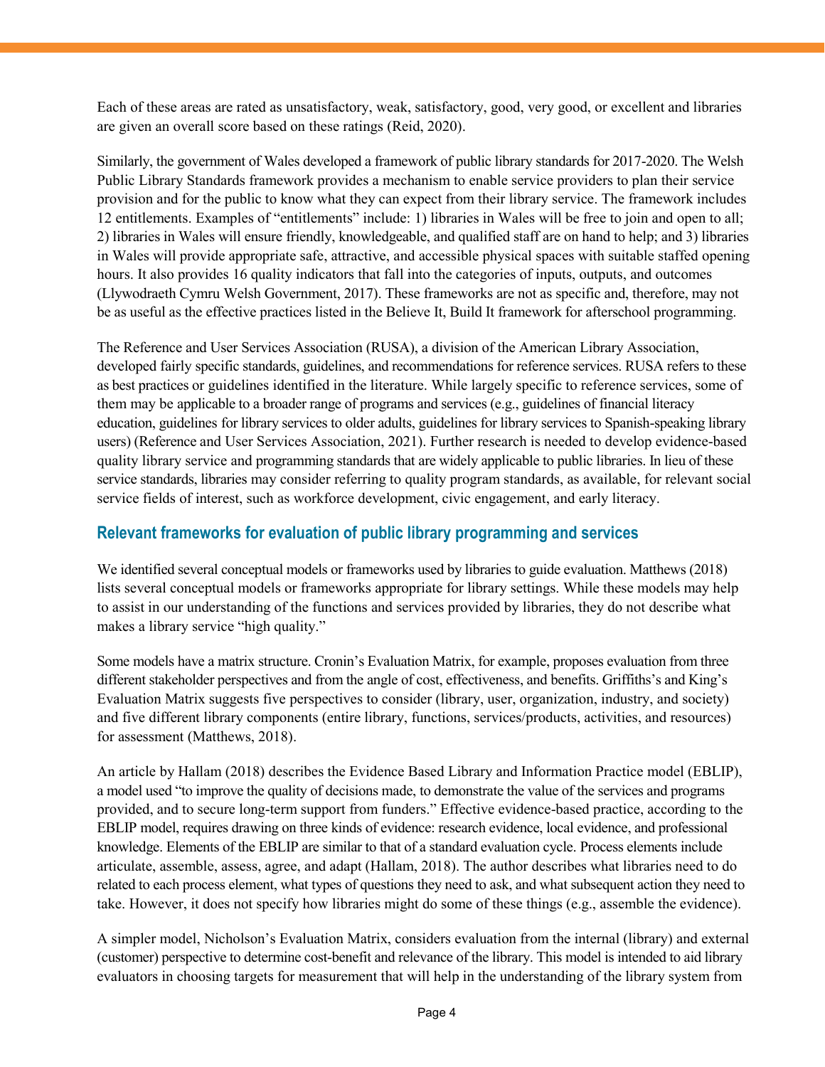Each of these areas are rated as unsatisfactory, weak, satisfactory, good, very good, or excellent and libraries are given an overall score based on these ratings (Reid, 2020).

Similarly, the government of Wales developed a framework of public library standards for 2017-2020. The Welsh Public Library Standards framework provides a mechanism to enable service providers to plan their service provision and for the public to know what they can expect from their library service. The framework includes 12 entitlements. Examples of "entitlements" include: 1) libraries in Wales will be free to join and open to all; 2) libraries in Wales will ensure friendly, knowledgeable, and qualified staff are on hand to help; and 3) libraries in Wales will provide appropriate safe, attractive, and accessible physical spaces with suitable staffed opening hours. It also provides 16 quality indicators that fall into the categories of inputs, outputs, and outcomes (Llywodraeth Cymru Welsh Government, 2017). These frameworks are not as specific and, therefore, may not be as useful as the effective practices listed in the Believe It, Build It framework for afterschool programming.

The Reference and User Services Association (RUSA), a division of the American Library Association, developed fairly specific standards, guidelines, and recommendations for reference services. RUSA refers to these as best practices or guidelines identified in the literature. While largely specific to reference services, some of them may be applicable to a broader range of programs and services (e.g., guidelines of financial literacy education, guidelines for library services to older adults, guidelines for library services to Spanish-speaking library users) (Reference and User Services Association, 2021). Further research is needed to develop evidence-based quality library service and programming standards that are widely applicable to public libraries. In lieu of these service standards, libraries may consider referring to quality program standards, as available, for relevant social service fields of interest, such as workforce development, civic engagement, and early literacy.

## Relevant frameworks for evaluation of public library programming and services

We identified several conceptual models or frameworks used by libraries to guide evaluation. Matthews (2018) lists several conceptual models or frameworks appropriate for library settings. While these models may help to assist in our understanding of the functions and services provided by libraries, they do not describe what makes a library service "high quality."

Some models have a matrix structure. Cronin's Evaluation Matrix, for example, proposes evaluation from three different stakeholder perspectives and from the angle of cost, effectiveness, and benefits. Griffiths's and King's Evaluation Matrix suggests five perspectives to consider (library, user, organization, industry, and society) and five different library components (entire library, functions, services/products, activities, and resources) for assessment (Matthews, 2018).

An article by Hallam (2018) describes the Evidence Based Library and Information Practice model (EBLIP), a model used "to improve the quality of decisions made, to demonstrate the value of the services and programs provided, and to secure long-term support from funders." Effective evidence-based practice, according to the EBLIP model, requires drawing on three kinds of evidence: research evidence, local evidence, and professional knowledge. Elements of the EBLIP are similar to that of a standard evaluation cycle. Process elements include articulate, assemble, assess, agree, and adapt (Hallam, 2018). The author describes what libraries need to do related to each process element, what types of questions they need to ask, and what subsequent action they need to take. However, it does not specify how libraries might do some of these things (e.g., assemble the evidence).

A simpler model, Nicholson's Evaluation Matrix, considers evaluation from the internal (library) and external (customer) perspective to determine cost-benefit and relevance of the library. This model is intended to aid library evaluators in choosing targets for measurement that will help in the understanding of the library system from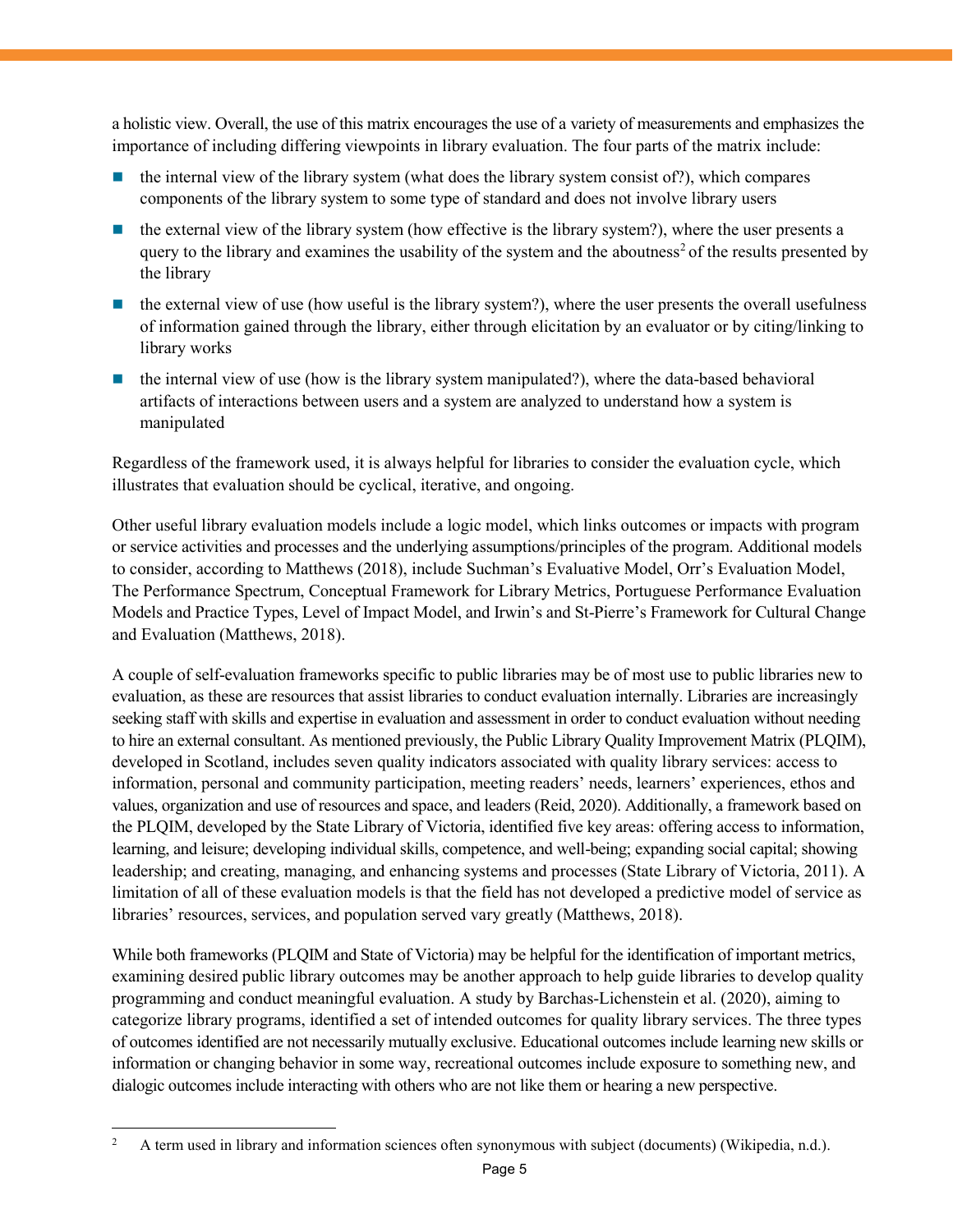a holistic view. Overall, the use of this matrix encourages the use of a variety of measurements and emphasizes the importance of including differing viewpoints in library evaluation. The four parts of the matrix include:

- the internal view of the library system (what does the library system consist of?), which compares components of the library system to some type of standard and does not involve library users
- the external view of the library system (how effective is the library system?), where the user presents a query to the library and examines the usability of the system and the aboutness[2] of the results presented by the library
- the external view of use (how useful is the library system?), where the user presents the overall usefulness of information gained through the library, either through elicitation by an evaluator or by citing/linking to library works
- the internal view of use (how is the library system manipulated?), where the data-based behavioral artifacts of interactions between users and a system are analyzed to understand how a system is manipulated

Regardless of the framework used, it is always helpful for libraries to consider the evaluation cycle, which illustrates that evaluation should be cyclical, iterative, and ongoing.

Other useful library evaluation models include a logic model, which links outcomes or impacts with program or service activities and processes and the underlying assumptions/principles of the program. Additional models to consider, according to Matthews (2018), include Suchman's Evaluative Model, Orr's Evaluation Model, The Performance Spectrum, Conceptual Framework for Library Metrics, Portuguese Performance Evaluation Models and Practice Types, Level of Impact Model, and Irwin's and St-Pierre's Framework for Cultural Change and Evaluation (Matthews, 2018).

A couple of self-evaluation frameworks specific to public libraries may be of most use to public libraries new to evaluation, as these are resources that assist libraries to conduct evaluation internally. Libraries are increasingly seeking staff with skills and expertise in evaluation and assessment in order to conduct evaluation without needing to hire an external consultant. As mentioned previously, the Public Library Quality Improvement Matrix (PLQIM), developed in Scotland, includes seven quality indicators associated with quality library services: access to information, personal and community participation, meeting readers' needs, learners' experiences, ethos and values, organization and use of resources and space, and leaders (Reid, 2020). Additionally, a framework based on the PLQIM, developed by the State Library of Victoria, identified five key areas: offering access to information, learning, and leisure; developing individual skills, competence, and well-being; expanding social capital; showing leadership; and creating, managing, and enhancing systems and processes (State Library of Victoria, 2011). A limitation of all of these evaluation models is that the field has not developed a predictive model of service as libraries' resources, services, and population served vary greatly (Matthews, 2018).

While both frameworks (PLQIM and State of Victoria) may be helpful for the identification of important metrics, examining desired public library outcomes may be another approach to help guide libraries to develop quality programming and conduct meaningful evaluation. A study by Barchas-Lichenstein et al. (2020), aiming to categorize library programs, identified a set of intended outcomes for quality library services. The three types of outcomes identified are not necessarily mutually exclusive. Educational outcomes include learning new skills or information or changing behavior in some way, recreational outcomes include exposure to something new, and dialogic outcomes include interacting with others who are not like them or hearing a new perspective.

---

[2] A term used in library and information sciences often synonymous with subject (documents) (Wikipedia, n.d.).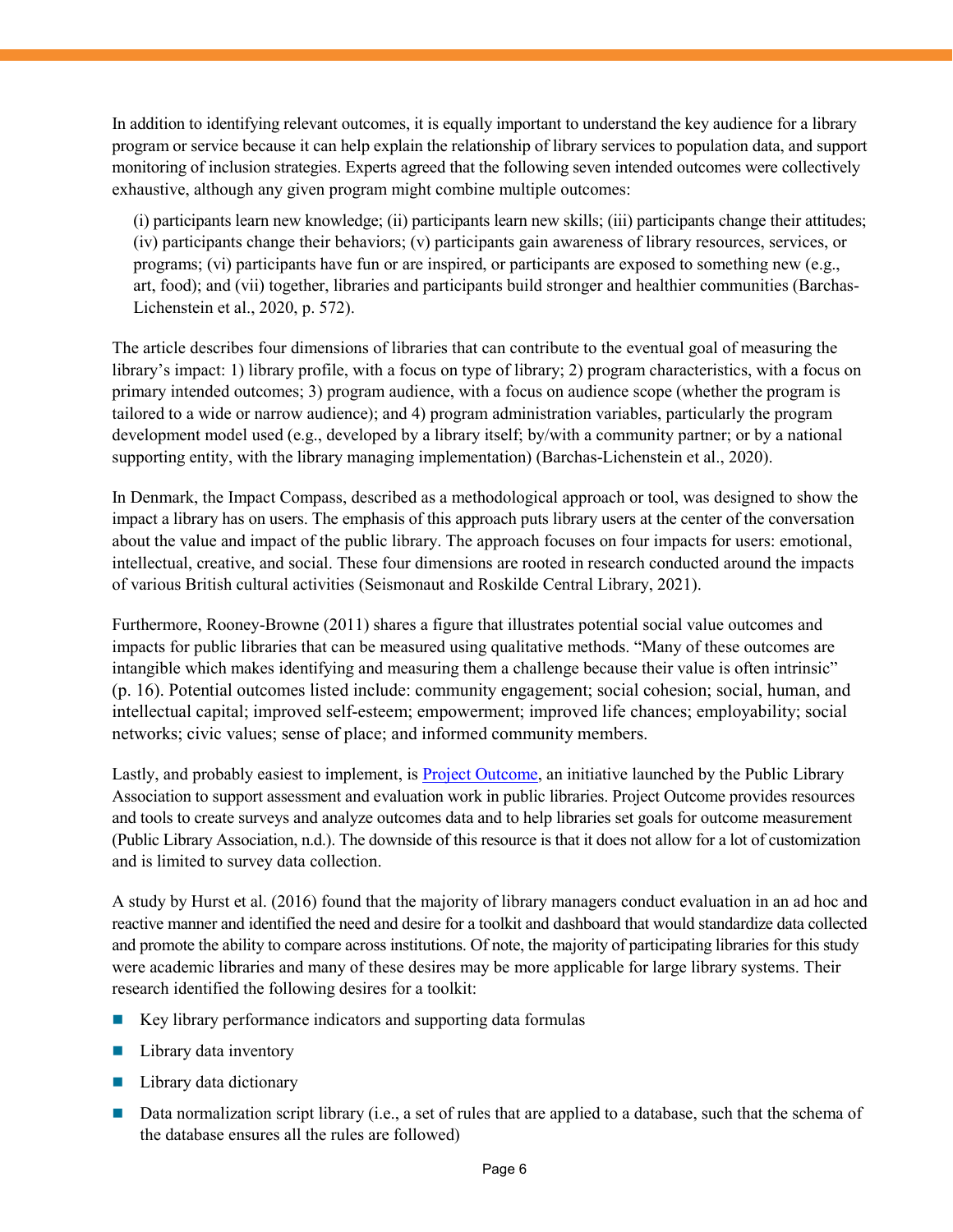In addition to identifying relevant outcomes, it is equally important to understand the key audience for a library program or service because it can help explain the relationship of library services to population data, and support monitoring of inclusion strategies. Experts agreed that the following seven intended outcomes were collectively exhaustive, although any given program might combine multiple outcomes:

> (i) participants learn new knowledge; (ii) participants learn new skills; (iii) participants change their attitudes; (iv) participants change their behaviors; (v) participants gain awareness of library resources, services, or programs; (vi) participants have fun or are inspired, or participants are exposed to something new (e.g., art, food); and (vii) together, libraries and participants build stronger and healthier communities (Barchas-Lichenstein et al., 2020, p. 572).

The article describes four dimensions of libraries that can contribute to the eventual goal of measuring the library's impact: 1) library profile, with a focus on type of library; 2) program characteristics, with a focus on primary intended outcomes; 3) program audience, with a focus on audience scope (whether the program is tailored to a wide or narrow audience); and 4) program administration variables, particularly the program development model used (e.g., developed by a library itself; by/with a community partner; or by a national supporting entity, with the library managing implementation) (Barchas-Lichenstein et al., 2020).

In Denmark, the Impact Compass, described as a methodological approach or tool, was designed to show the impact a library has on users. The emphasis of this approach puts library users at the center of the conversation about the value and impact of the public library. The approach focuses on four impacts for users: emotional, intellectual, creative, and social. These four dimensions are rooted in research conducted around the impacts of various British cultural activities (Seismonaut and Roskilde Central Library, 2021).

Furthermore, Rooney-Browne (2011) shares a figure that illustrates potential social value outcomes and impacts for public libraries that can be measured using qualitative methods. "Many of these outcomes are intangible which makes identifying and measuring them a challenge because their value is often intrinsic" (p. 16). Potential outcomes listed include: community engagement; social cohesion; social, human, and intellectual capital; improved self-esteem; empowerment; improved life chances; employability; social networks; civic values; sense of place; and informed community members.

Lastly, and probably easiest to implement, is [Project Outcome](), an initiative launched by the Public Library Association to support assessment and evaluation work in public libraries. Project Outcome provides resources and tools to create surveys and analyze outcomes data and to help libraries set goals for outcome measurement (Public Library Association, n.d.). The downside of this resource is that it does not allow for a lot of customization and is limited to survey data collection.

A study by Hurst et al. (2016) found that the majority of library managers conduct evaluation in an ad hoc and reactive manner and identified the need and desire for a toolkit and dashboard that would standardize data collected and promote the ability to compare across institutions. Of note, the majority of participating libraries for this study were academic libraries and many of these desires may be more applicable for large library systems. Their research identified the following desires for a toolkit:

- Key library performance indicators and supporting data formulas
- Library data inventory
- Library data dictionary
- Data normalization script library (i.e., a set of rules that are applied to a database, such that the schema of the database ensures all the rules are followed)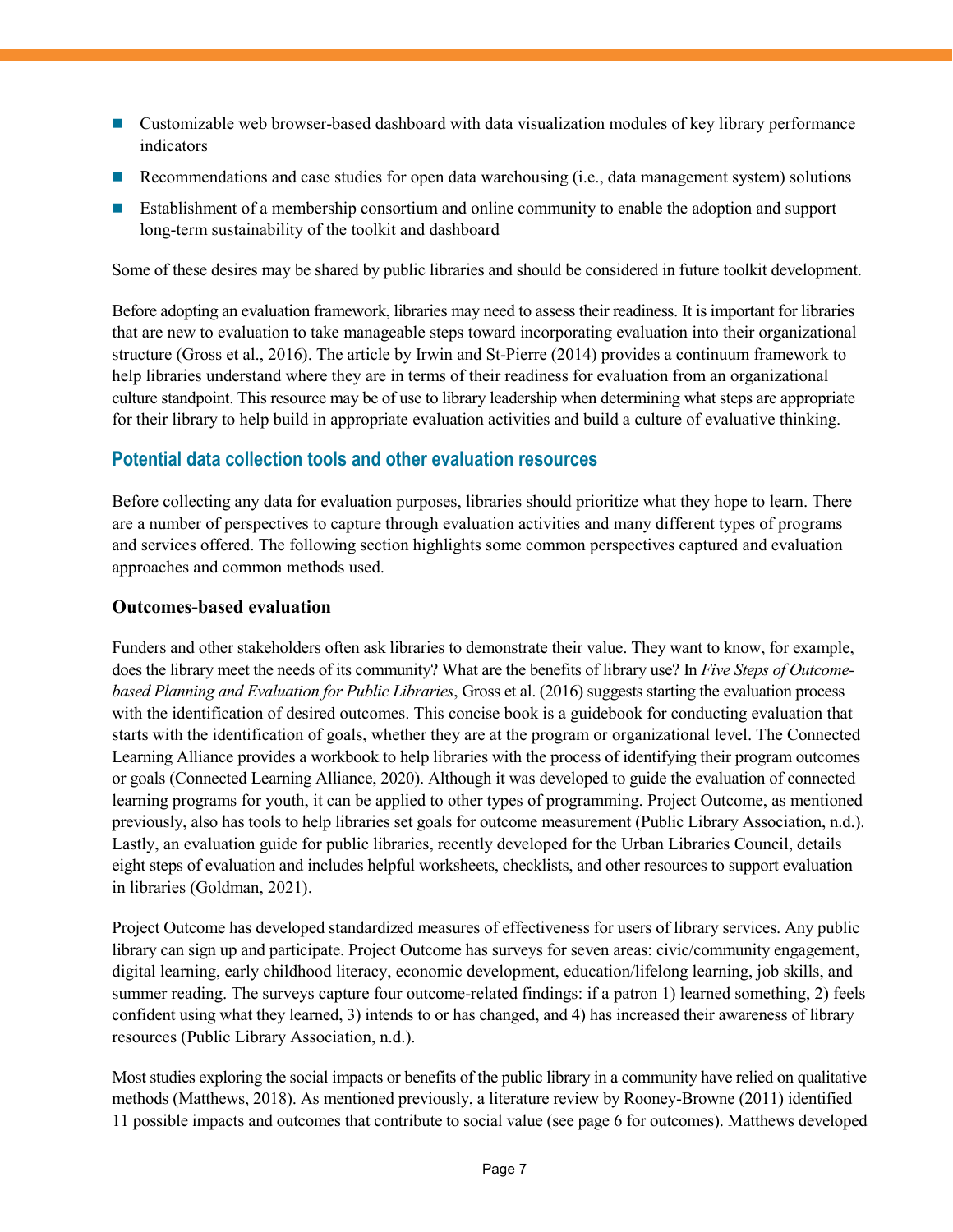- Customizable web browser-based dashboard with data visualization modules of key library performance indicators
- Recommendations and case studies for open data warehousing (i.e., data management system) solutions
- Establishment of a membership consortium and online community to enable the adoption and support long-term sustainability of the toolkit and dashboard

Some of these desires may be shared by public libraries and should be considered in future toolkit development.

Before adopting an evaluation framework, libraries may need to assess their readiness. It is important for libraries that are new to evaluation to take manageable steps toward incorporating evaluation into their organizational structure (Gross et al., 2016). The article by Irwin and St-Pierre (2014) provides a continuum framework to help libraries understand where they are in terms of their readiness for evaluation from an organizational culture standpoint. This resource may be of use to library leadership when determining what steps are appropriate for their library to help build in appropriate evaluation activities and build a culture of evaluative thinking.

## Potential data collection tools and other evaluation resources

Before collecting any data for evaluation purposes, libraries should prioritize what they hope to learn. There are a number of perspectives to capture through evaluation activities and many different types of programs and services offered. The following section highlights some common perspectives captured and evaluation approaches and common methods used.

### Outcomes-based evaluation

Funders and other stakeholders often ask libraries to demonstrate their value. They want to know, for example, does the library meet the needs of its community? What are the benefits of library use? In *Five Steps of Outcome-based Planning and Evaluation for Public Libraries*, Gross et al. (2016) suggests starting the evaluation process with the identification of desired outcomes. This concise book is a guidebook for conducting evaluation that starts with the identification of goals, whether they are at the program or organizational level. The Connected Learning Alliance provides a workbook to help libraries with the process of identifying their program outcomes or goals (Connected Learning Alliance, 2020). Although it was developed to guide the evaluation of connected learning programs for youth, it can be applied to other types of programming. Project Outcome, as mentioned previously, also has tools to help libraries set goals for outcome measurement (Public Library Association, n.d.). Lastly, an evaluation guide for public libraries, recently developed for the Urban Libraries Council, details eight steps of evaluation and includes helpful worksheets, checklists, and other resources to support evaluation in libraries (Goldman, 2021).

Project Outcome has developed standardized measures of effectiveness for users of library services. Any public library can sign up and participate. Project Outcome has surveys for seven areas: civic/community engagement, digital learning, early childhood literacy, economic development, education/lifelong learning, job skills, and summer reading. The surveys capture four outcome-related findings: if a patron 1) learned something, 2) feels confident using what they learned, 3) intends to or has changed, and 4) has increased their awareness of library resources (Public Library Association, n.d.).

Most studies exploring the social impacts or benefits of the public library in a community have relied on qualitative methods (Matthews, 2018). As mentioned previously, a literature review by Rooney-Browne (2011) identified 11 possible impacts and outcomes that contribute to social value (see page 6 for outcomes). Matthews developed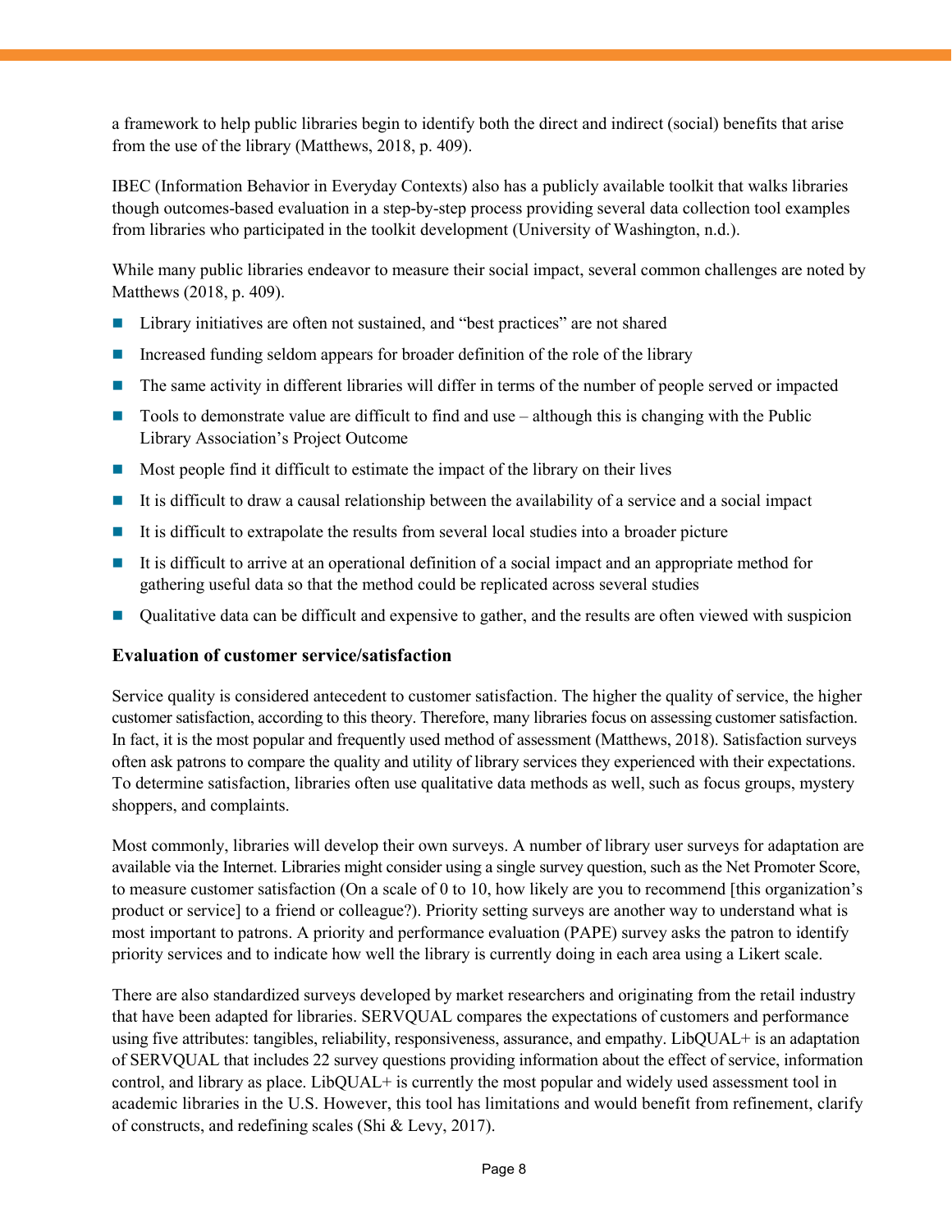a framework to help public libraries begin to identify both the direct and indirect (social) benefits that arise from the use of the library (Matthews, 2018, p. 409).

IBEC (Information Behavior in Everyday Contexts) also has a publicly available toolkit that walks libraries though outcomes-based evaluation in a step-by-step process providing several data collection tool examples from libraries who participated in the toolkit development (University of Washington, n.d.).

While many public libraries endeavor to measure their social impact, several common challenges are noted by Matthews (2018, p. 409).

- Library initiatives are often not sustained, and "best practices" are not shared
- Increased funding seldom appears for broader definition of the role of the library
- The same activity in different libraries will differ in terms of the number of people served or impacted
- Tools to demonstrate value are difficult to find and use – although this is changing with the Public Library Association's Project Outcome
- Most people find it difficult to estimate the impact of the library on their lives
- It is difficult to draw a causal relationship between the availability of a service and a social impact
- It is difficult to extrapolate the results from several local studies into a broader picture
- It is difficult to arrive at an operational definition of a social impact and an appropriate method for gathering useful data so that the method could be replicated across several studies
- Qualitative data can be difficult and expensive to gather, and the results are often viewed with suspicion

### Evaluation of customer service/satisfaction

Service quality is considered antecedent to customer satisfaction. The higher the quality of service, the higher customer satisfaction, according to this theory. Therefore, many libraries focus on assessing customer satisfaction. In fact, it is the most popular and frequently used method of assessment (Matthews, 2018). Satisfaction surveys often ask patrons to compare the quality and utility of library services they experienced with their expectations. To determine satisfaction, libraries often use qualitative data methods as well, such as focus groups, mystery shoppers, and complaints.

Most commonly, libraries will develop their own surveys. A number of library user surveys for adaptation are available via the Internet. Libraries might consider using a single survey question, such as the Net Promoter Score, to measure customer satisfaction (On a scale of 0 to 10, how likely are you to recommend [this organization's product or service] to a friend or colleague?). Priority setting surveys are another way to understand what is most important to patrons. A priority and performance evaluation (PAPE) survey asks the patron to identify priority services and to indicate how well the library is currently doing in each area using a Likert scale.

There are also standardized surveys developed by market researchers and originating from the retail industry that have been adapted for libraries. SERVQUAL compares the expectations of customers and performance using five attributes: tangibles, reliability, responsiveness, assurance, and empathy. LibQUAL+ is an adaptation of SERVQUAL that includes 22 survey questions providing information about the effect of service, information control, and library as place. LibQUAL+ is currently the most popular and widely used assessment tool in academic libraries in the U.S. However, this tool has limitations and would benefit from refinement, clarify of constructs, and redefining scales (Shi & Levy, 2017).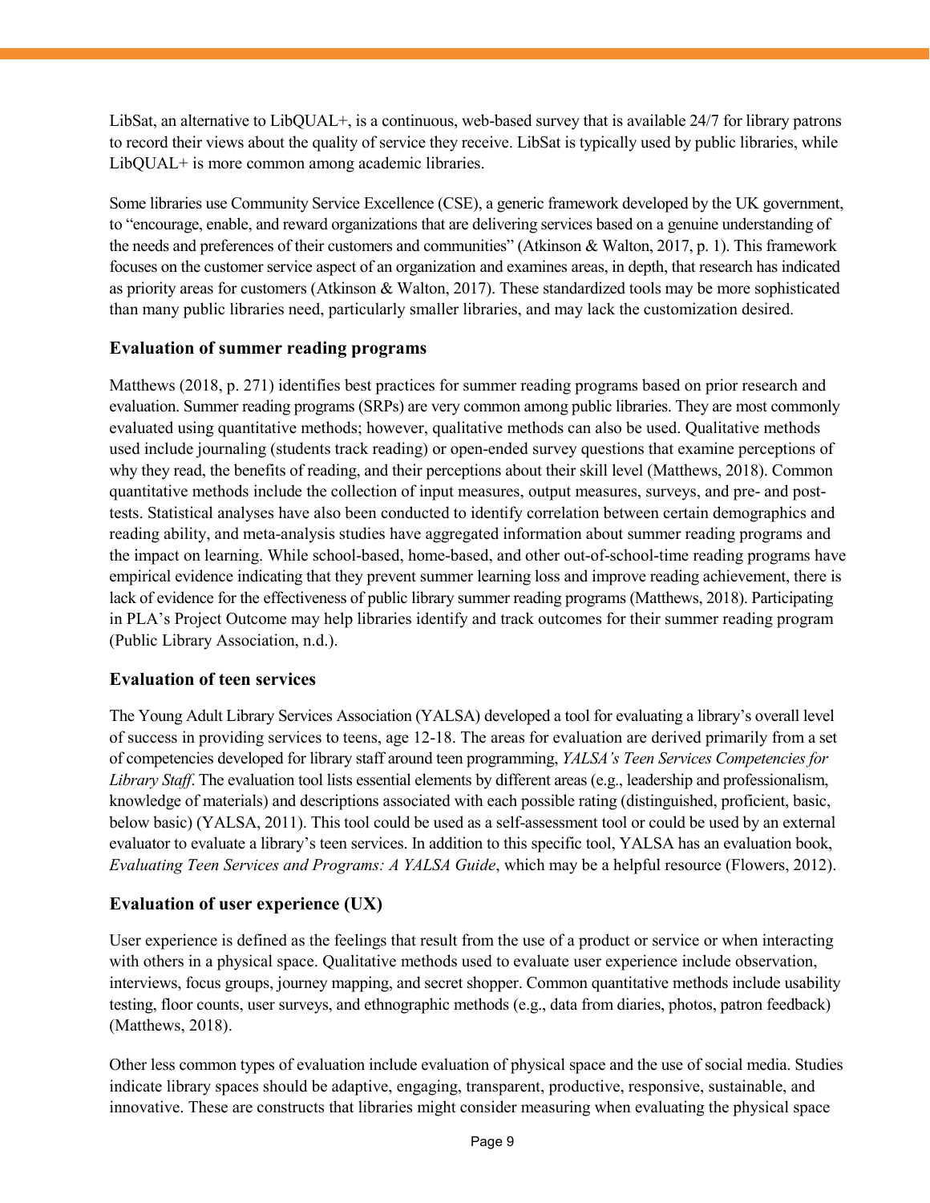LibSat, an alternative to LibQUAL+, is a continuous, web-based survey that is available 24/7 for library patrons to record their views about the quality of service they receive. LibSat is typically used by public libraries, while LibQUAL+ is more common among academic libraries.

Some libraries use Community Service Excellence (CSE), a generic framework developed by the UK government, to "encourage, enable, and reward organizations that are delivering services based on a genuine understanding of the needs and preferences of their customers and communities" (Atkinson & Walton, 2017, p. 1). This framework focuses on the customer service aspect of an organization and examines areas, in depth, that research has indicated as priority areas for customers (Atkinson & Walton, 2017). These standardized tools may be more sophisticated than many public libraries need, particularly smaller libraries, and may lack the customization desired.

### Evaluation of summer reading programs

Matthews (2018, p. 271) identifies best practices for summer reading programs based on prior research and evaluation. Summer reading programs (SRPs) are very common among public libraries. They are most commonly evaluated using quantitative methods; however, qualitative methods can also be used. Qualitative methods used include journaling (students track reading) or open-ended survey questions that examine perceptions of why they read, the benefits of reading, and their perceptions about their skill level (Matthews, 2018). Common quantitative methods include the collection of input measures, output measures, surveys, and pre- and post-tests. Statistical analyses have also been conducted to identify correlation between certain demographics and reading ability, and meta-analysis studies have aggregated information about summer reading programs and the impact on learning. While school-based, home-based, and other out-of-school-time reading programs have empirical evidence indicating that they prevent summer learning loss and improve reading achievement, there is lack of evidence for the effectiveness of public library summer reading programs (Matthews, 2018). Participating in PLA's Project Outcome may help libraries identify and track outcomes for their summer reading program (Public Library Association, n.d.).

### Evaluation of teen services

The Young Adult Library Services Association (YALSA) developed a tool for evaluating a library's overall level of success in providing services to teens, age 12-18. The areas for evaluation are derived primarily from a set of competencies developed for library staff around teen programming, *YALSA's Teen Services Competencies for Library Staff*. The evaluation tool lists essential elements by different areas (e.g., leadership and professionalism, knowledge of materials) and descriptions associated with each possible rating (distinguished, proficient, basic, below basic) (YALSA, 2011). This tool could be used as a self-assessment tool or could be used by an external evaluator to evaluate a library's teen services. In addition to this specific tool, YALSA has an evaluation book, *Evaluating Teen Services and Programs: A YALSA Guide*, which may be a helpful resource (Flowers, 2012).

### Evaluation of user experience (UX)

User experience is defined as the feelings that result from the use of a product or service or when interacting with others in a physical space. Qualitative methods used to evaluate user experience include observation, interviews, focus groups, journey mapping, and secret shopper. Common quantitative methods include usability testing, floor counts, user surveys, and ethnographic methods (e.g., data from diaries, photos, patron feedback) (Matthews, 2018).

Other less common types of evaluation include evaluation of physical space and the use of social media. Studies indicate library spaces should be adaptive, engaging, transparent, productive, responsive, sustainable, and innovative. These are constructs that libraries might consider measuring when evaluating the physical space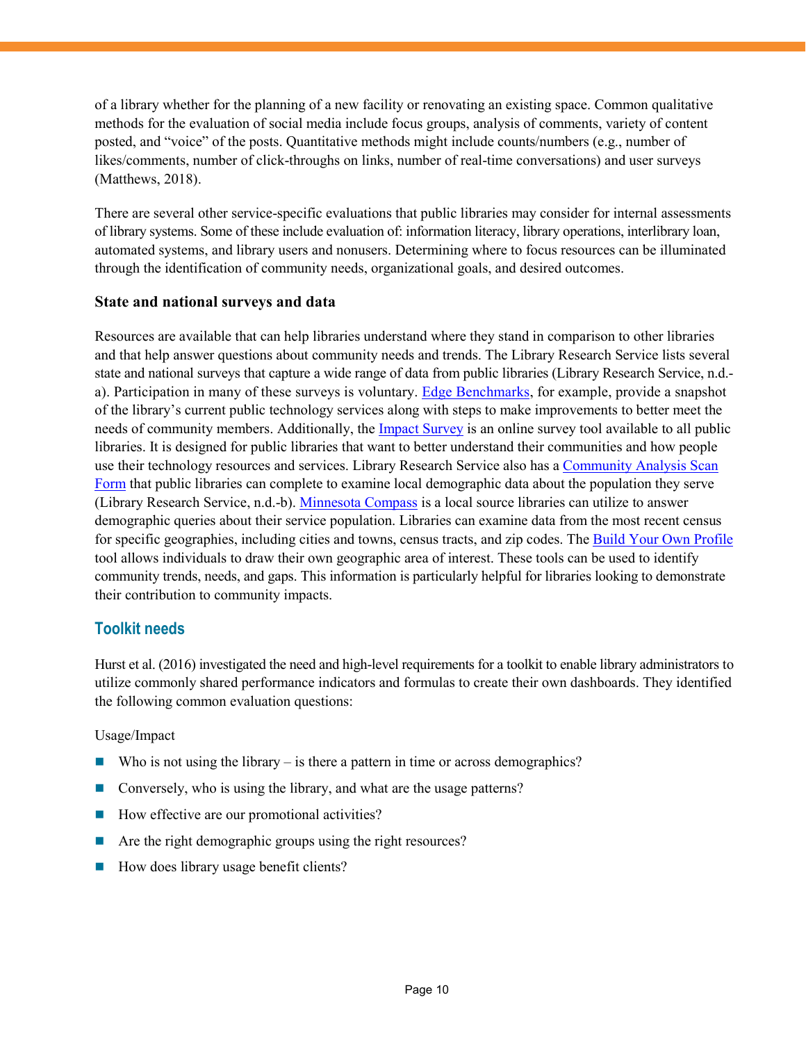of a library whether for the planning of a new facility or renovating an existing space. Common qualitative methods for the evaluation of social media include focus groups, analysis of comments, variety of content posted, and "voice" of the posts. Quantitative methods might include counts/numbers (e.g., number of likes/comments, number of click-throughs on links, number of real-time conversations) and user surveys (Matthews, 2018).

There are several other service-specific evaluations that public libraries may consider for internal assessments of library systems. Some of these include evaluation of: information literacy, library operations, interlibrary loan, automated systems, and library users and nonusers. Determining where to focus resources can be illuminated through the identification of community needs, organizational goals, and desired outcomes.

### State and national surveys and data

Resources are available that can help libraries understand where they stand in comparison to other libraries and that help answer questions about community needs and trends. The Library Research Service lists several state and national surveys that capture a wide range of data from public libraries (Library Research Service, n.d.-a). Participation in many of these surveys is voluntary. Edge Benchmarks, for example, provide a snapshot of the library's current public technology services along with steps to make improvements to better meet the needs of community members. Additionally, the Impact Survey is an online survey tool available to all public libraries. It is designed for public libraries that want to better understand their communities and how people use their technology resources and services. Library Research Service also has a Community Analysis Scan Form that public libraries can complete to examine local demographic data about the population they serve (Library Research Service, n.d.-b). Minnesota Compass is a local source libraries can utilize to answer demographic queries about their service population. Libraries can examine data from the most recent census for specific geographies, including cities and towns, census tracts, and zip codes. The Build Your Own Profile tool allows individuals to draw their own geographic area of interest. These tools can be used to identify community trends, needs, and gaps. This information is particularly helpful for libraries looking to demonstrate their contribution to community impacts.

## Toolkit needs

Hurst et al. (2016) investigated the need and high-level requirements for a toolkit to enable library administrators to utilize commonly shared performance indicators and formulas to create their own dashboards. They identified the following common evaluation questions:

Usage/Impact

- Who is not using the library – is there a pattern in time or across demographics?
- Conversely, who is using the library, and what are the usage patterns?
- How effective are our promotional activities?
- Are the right demographic groups using the right resources?
- How does library usage benefit clients?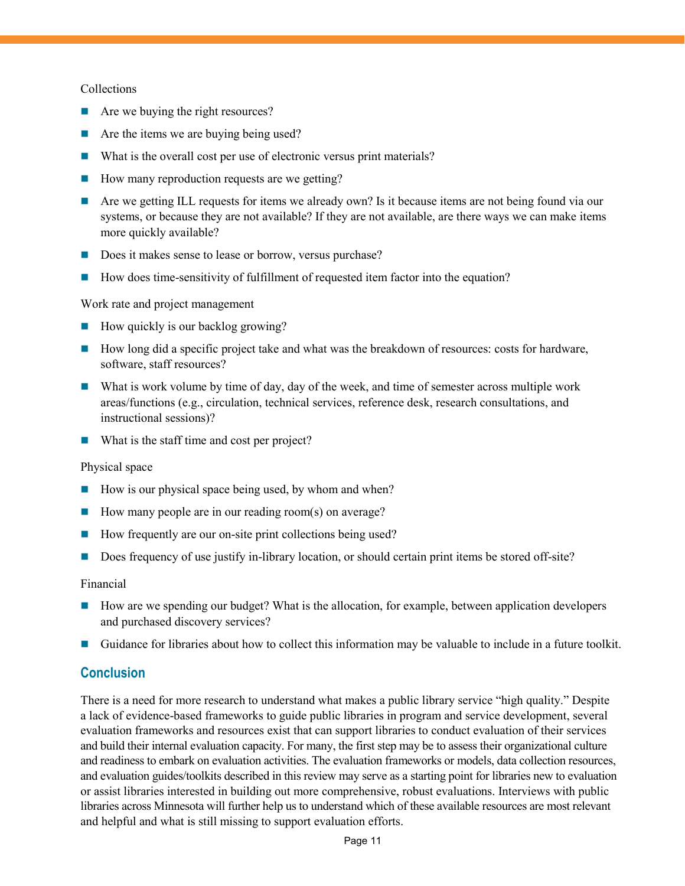Collections

- Are we buying the right resources?
- Are the items we are buying being used?
- What is the overall cost per use of electronic versus print materials?
- How many reproduction requests are we getting?
- Are we getting ILL requests for items we already own? Is it because items are not being found via our systems, or because they are not available? If they are not available, are there ways we can make items more quickly available?
- Does it makes sense to lease or borrow, versus purchase?
- How does time-sensitivity of fulfillment of requested item factor into the equation?

Work rate and project management

- How quickly is our backlog growing?
- How long did a specific project take and what was the breakdown of resources: costs for hardware, software, staff resources?
- What is work volume by time of day, day of the week, and time of semester across multiple work areas/functions (e.g., circulation, technical services, reference desk, research consultations, and instructional sessions)?
- What is the staff time and cost per project?

Physical space

- How is our physical space being used, by whom and when?
- How many people are in our reading room(s) on average?
- How frequently are our on-site print collections being used?
- Does frequency of use justify in-library location, or should certain print items be stored off-site?

Financial

- How are we spending our budget? What is the allocation, for example, between application developers and purchased discovery services?
- Guidance for libraries about how to collect this information may be valuable to include in a future toolkit.

## Conclusion

There is a need for more research to understand what makes a public library service "high quality." Despite a lack of evidence-based frameworks to guide public libraries in program and service development, several evaluation frameworks and resources exist that can support libraries to conduct evaluation of their services and build their internal evaluation capacity. For many, the first step may be to assess their organizational culture and readiness to embark on evaluation activities. The evaluation frameworks or models, data collection resources, and evaluation guides/toolkits described in this review may serve as a starting point for libraries new to evaluation or assist libraries interested in building out more comprehensive, robust evaluations. Interviews with public libraries across Minnesota will further help us to understand which of these available resources are most relevant and helpful and what is still missing to support evaluation efforts.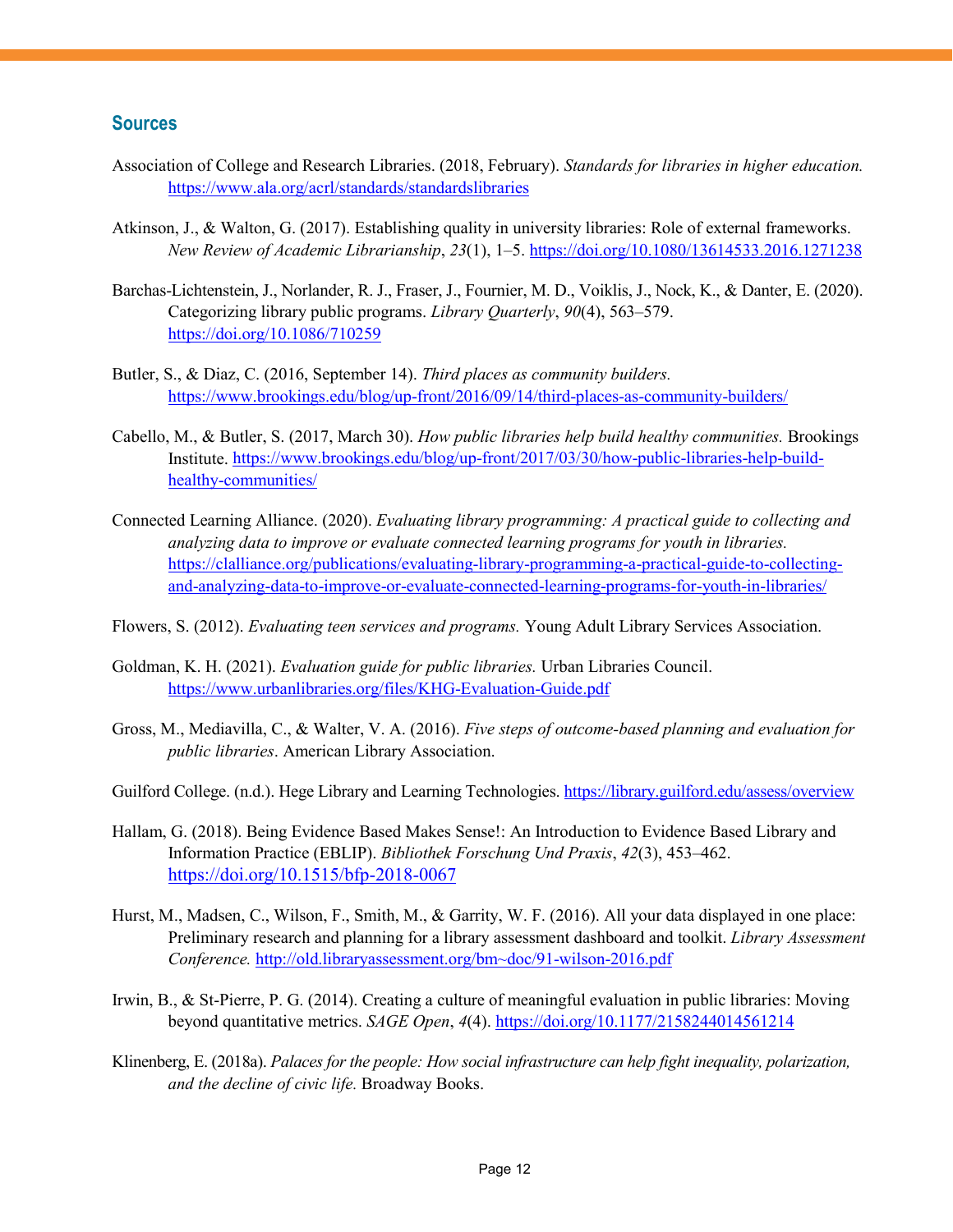## Sources

Association of College and Research Libraries. (2018, February). *Standards for libraries in higher education.* https://www.ala.org/acrl/standards/standardslibraries

Atkinson, J., & Walton, G. (2017). Establishing quality in university libraries: Role of external frameworks. *New Review of Academic Librarianship*, *23*(1), 1–5. https://doi.org/10.1080/13614533.2016.1271238

Barchas-Lichtenstein, J., Norlander, R. J., Fraser, J., Fournier, M. D., Voiklis, J., Nock, K., & Danter, E. (2020). Categorizing library public programs. *Library Quarterly*, *90*(4), 563–579. https://doi.org/10.1086/710259

Butler, S., & Diaz, C. (2016, September 14). *Third places as community builders.* https://www.brookings.edu/blog/up-front/2016/09/14/third-places-as-community-builders/

Cabello, M., & Butler, S. (2017, March 30). *How public libraries help build healthy communities.* Brookings Institute. https://www.brookings.edu/blog/up-front/2017/03/30/how-public-libraries-help-build-healthy-communities/

Connected Learning Alliance. (2020). *Evaluating library programming: A practical guide to collecting and analyzing data to improve or evaluate connected learning programs for youth in libraries.* https://clalliance.org/publications/evaluating-library-programming-a-practical-guide-to-collecting-and-analyzing-data-to-improve-or-evaluate-connected-learning-programs-for-youth-in-libraries/

Flowers, S. (2012). *Evaluating teen services and programs.* Young Adult Library Services Association.

Goldman, K. H. (2021). *Evaluation guide for public libraries.* Urban Libraries Council. https://www.urbanlibraries.org/files/KHG-Evaluation-Guide.pdf

Gross, M., Mediavilla, C., & Walter, V. A. (2016). *Five steps of outcome-based planning and evaluation for public libraries*. American Library Association.

Guilford College. (n.d.). Hege Library and Learning Technologies. https://library.guilford.edu/assess/overview

Hallam, G. (2018). Being Evidence Based Makes Sense!: An Introduction to Evidence Based Library and Information Practice (EBLIP). *Bibliothek Forschung Und Praxis*, *42*(3), 453–462. https://doi.org/10.1515/bfp-2018-0067

Hurst, M., Madsen, C., Wilson, F., Smith, M., & Garrity, W. F. (2016). All your data displayed in one place: Preliminary research and planning for a library assessment dashboard and toolkit. *Library Assessment Conference.* http://old.libraryassessment.org/bm~doc/91-wilson-2016.pdf

Irwin, B., & St-Pierre, P. G. (2014). Creating a culture of meaningful evaluation in public libraries: Moving beyond quantitative metrics. *SAGE Open*, *4*(4). https://doi.org/10.1177/2158244014561214

Klinenberg, E. (2018a). *Palaces for the people: How social infrastructure can help fight inequality, polarization, and the decline of civic life.* Broadway Books.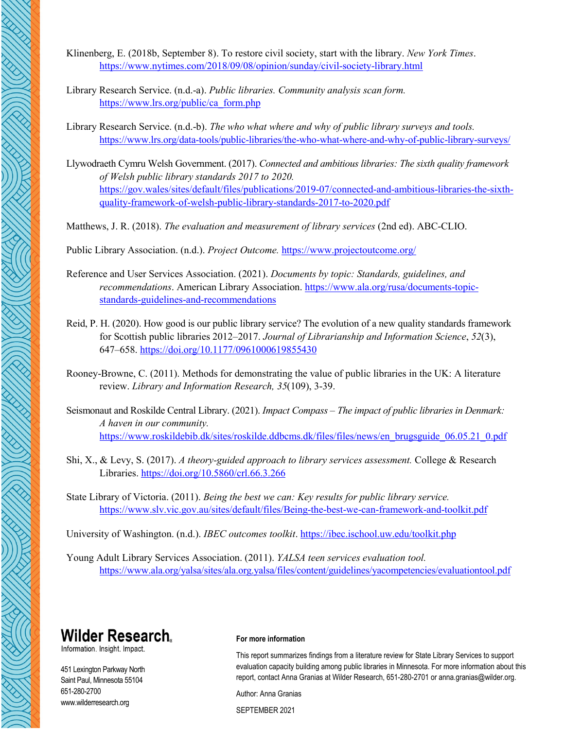Klinenberg, E. (2018b, September 8). To restore civil society, start with the library. *New York Times*. https://www.nytimes.com/2018/09/08/opinion/sunday/civil-society-library.html

Library Research Service. (n.d.-a). *Public libraries. Community analysis scan form.* https://www.lrs.org/public/ca_form.php

Library Research Service. (n.d.-b). *The who what where and why of public library surveys and tools.* https://www.lrs.org/data-tools/public-libraries/the-who-what-where-and-why-of-public-library-surveys/

Llywodraeth Cymru Welsh Government. (2017). *Connected and ambitious libraries: The sixth quality framework of Welsh public library standards 2017 to 2020.* https://gov.wales/sites/default/files/publications/2019-07/connected-and-ambitious-libraries-the-sixth-quality-framework-of-welsh-public-library-standards-2017-to-2020.pdf

Matthews, J. R. (2018). *The evaluation and measurement of library services* (2nd ed). ABC-CLIO.

Public Library Association. (n.d.). *Project Outcome.* https://www.projectoutcome.org/

Reference and User Services Association. (2021). *Documents by topic: Standards, guidelines, and recommendations*. American Library Association. https://www.ala.org/rusa/documents-topic-standards-guidelines-and-recommendations

Reid, P. H. (2020). How good is our public library service? The evolution of a new quality standards framework for Scottish public libraries 2012–2017. *Journal of Librarianship and Information Science*, *52*(3), 647–658. https://doi.org/10.1177/0961000619855430

Rooney-Browne, C. (2011). Methods for demonstrating the value of public libraries in the UK: A literature review. *Library and Information Research, 35*(109), 3-39.

Seismonaut and Roskilde Central Library. (2021). *Impact Compass – The impact of public libraries in Denmark: A haven in our community.* https://www.roskildebib.dk/sites/roskilde.ddbcms.dk/files/files/news/en_brugsguide_06.05.21_0.pdf

Shi, X., & Levy, S. (2017). *A theory-guided approach to library services assessment.* College & Research Libraries. https://doi.org/10.5860/crl.66.3.266

State Library of Victoria. (2011). *Being the best we can: Key results for public library service.* https://www.slv.vic.gov.au/sites/default/files/Being-the-best-we-can-framework-and-toolkit.pdf

University of Washington. (n.d.). *IBEC outcomes toolkit*. https://ibec.ischool.uw.edu/toolkit.php

Young Adult Library Services Association. (2011). *YALSA teen services evaluation tool.* https://www.ala.org/yalsa/sites/ala.org.yalsa/files/content/guidelines/yacompetencies/evaluationtool.pdf

**Wilder Research**
Information. Insight. Impact.

451 Lexington Parkway North
Saint Paul, Minnesota 55104
651-280-2700
www.wilderresearch.org

**For more information**

This report summarizes findings from a literature review for State Library Services to support evaluation capacity building among public libraries in Minnesota. For more information about this report, contact Anna Granias at Wilder Research, 651-280-2701 or anna.granias@wilder.org.

Author: Anna Granias

SEPTEMBER 2021